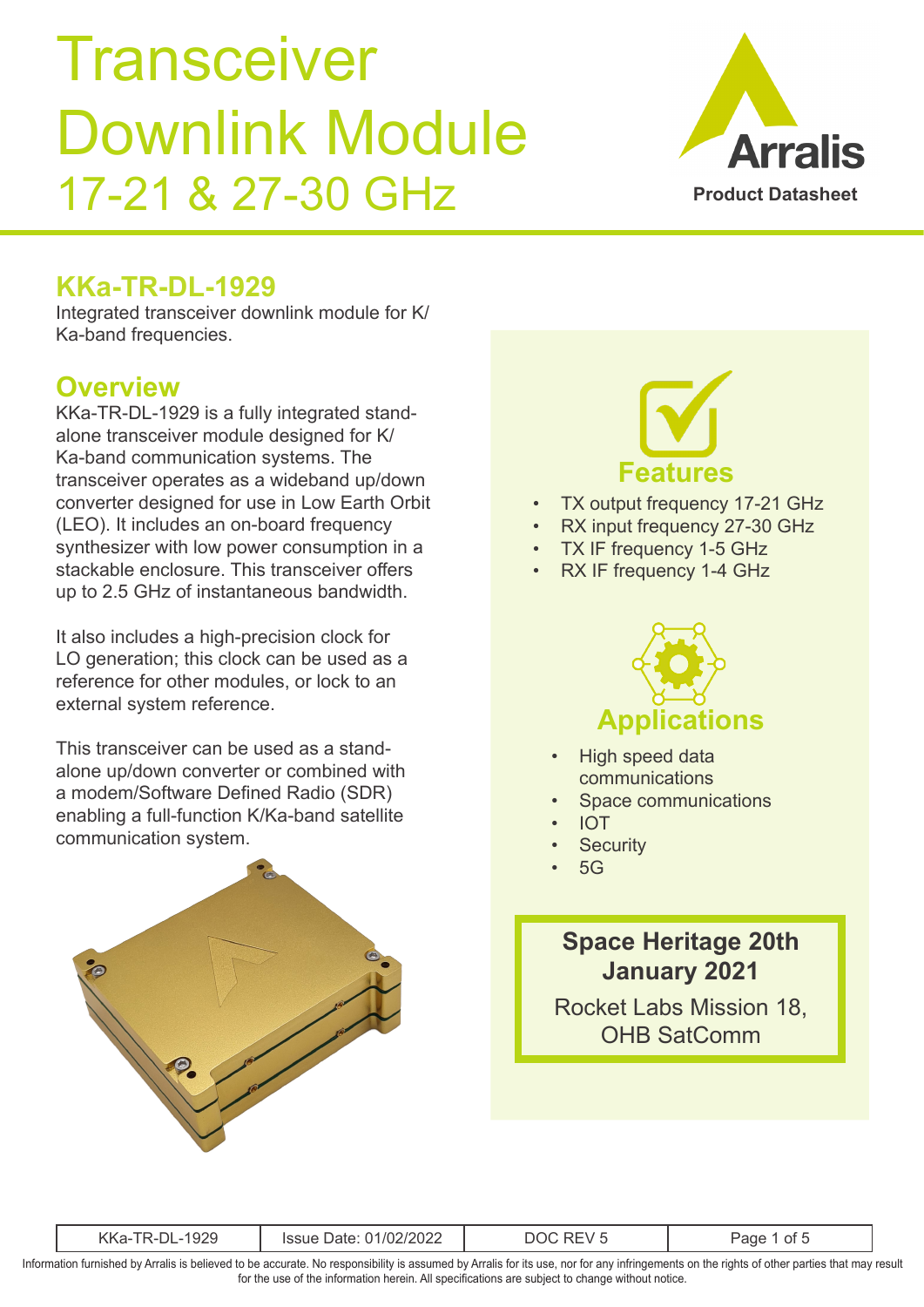# Transceiver Downlink Module 17-21 & 27-30 GHz

Arralis

Product Datasheet

## KKa-TR-DL-1929

Integrated transceiver downlink module for K/Ka-band frequencies.

## Overview

KKa-TR-DL-1929 is a fully integrated stand-alone transceiver module designed for K/Ka-band communication systems. The transceiver operates as a wideband up/down converter designed for use in Low Earth Orbit (LEO). It includes an on-board frequency synthesizer with low power consumption in a stackable enclosure. This transceiver offers up to 2.5 GHz of instantaneous bandwidth.

It also includes a high-precision clock for LO generation; this clock can be used as a reference for other modules, or lock to an external system reference.

This transceiver can be used as a stand-alone up/down converter or combined with a modem/Software Defined Radio (SDR) enabling a full-function K/Ka-band satellite communication system.

## Features

- TX output frequency 17-21 GHz
- RX input frequency 27-30 GHz
- TX IF frequency 1-5 GHz
- RX IF frequency 1-4 GHz

## Applications

- High speed data communications
- Space communications
- IOT
- Security
- 5G

**Space Heritage 20th January 2021**

Rocket Labs Mission 18, OHB SatComm

| KKa-TR-DL-1929 | Issue Date: 01/02/2022 | DOC REV 5 |
|---|---|---|

Information furnished by Arralis is believed to be accurate. No responsibility is assumed by Arralis for its use, nor for any infringements on the rights of other parties that may result for the use of the information herein. All specifications are subject to change without notice.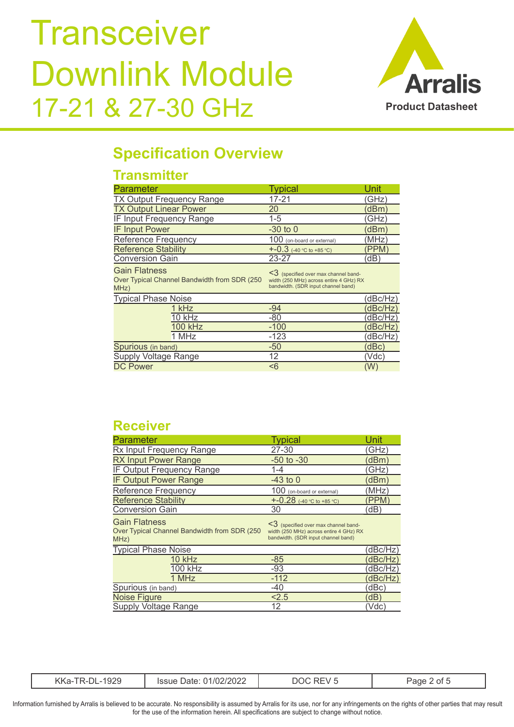# Transceiver Downlink Module 17-21 & 27-30 GHz

Arralis Product Datasheet

## Specification Overview

### Transmitter

| Parameter | Typical | Unit |
|---|---|---|
| TX Output Frequency Range | 17-21 | (GHz) |
| TX Output Linear Power | 20 | (dBm) |
| IF Input Frequency Range | 1-5 | (GHz) |
| IF Input Power | -30 to 0 | (dBm) |
| Reference Frequency | 100 (on-board or external) | (MHz) |
| Reference Stability | +-0.3 (-40 °C to +85 °C) | (PPM) |
| Conversion Gain | 23-27 | (dB) |
| Gain Flatness<br>Over Typical Channel Bandwidth from SDR (250 MHz) | <3 (specified over max channel bandwidth (250 MHz) across entire 4 GHz) RX bandwidth. (SDR input channel band) | |
| Typical Phase Noise | | (dBc/Hz) |
| 1 kHz | -94 | (dBc/Hz) |
| 10 kHz | -80 | (dBc/Hz) |
| 100 kHz | -100 | (dBc/Hz) |
| 1 MHz | -123 | (dBc/Hz) |
| Spurious (in band) | -50 | (dBc) |
| Supply Voltage Range | 12 | (Vdc) |
| DC Power | <6 | (W) |

### Receiver

| Parameter | Typical | Unit |
|---|---|---|
| Rx Input Frequency Range | 27-30 | (GHz) |
| RX Input Power Range | -50 to -30 | (dBm) |
| IF Output Frequency Range | 1-4 | (GHz) |
| IF Output Power Range | -43 to 0 | (dBm) |
| Reference Frequency | 100 (on-board or external) | (MHz) |
| Reference Stability | +-0.28 (-40 °C to +85 °C) | (PPM) |
| Conversion Gain | 30 | (dB) |
| Gain Flatness<br>Over Typical Channel Bandwidth from SDR (250 MHz) | <3 (specified over max channel bandwidth (250 MHz) across entire 4 GHz) RX bandwidth. (SDR input channel band) | |
| Typical Phase Noise | | (dBc/Hz) |
| 10 kHz | -85 | (dBc/Hz) |
| 100 kHz | -93 | (dBc/Hz) |
| 1 MHz | -112 | (dBc/Hz) |
| Spurious (in band) | -40 | (dBc) |
| Noise Figure | <2.5 | (dB) |
| Supply Voltage Range | 12 | (Vdc) |

| KKa-TR-DL-1929 | Issue Date: 01/02/2022 | DOC REV 5 |
|---|---|---|

Information furnished by Arralis is believed to be accurate. No responsibility is assumed by Arralis for its use, nor for any infringements on the rights of other parties that may result for the use of the information herein. All specifications are subject to change without notice.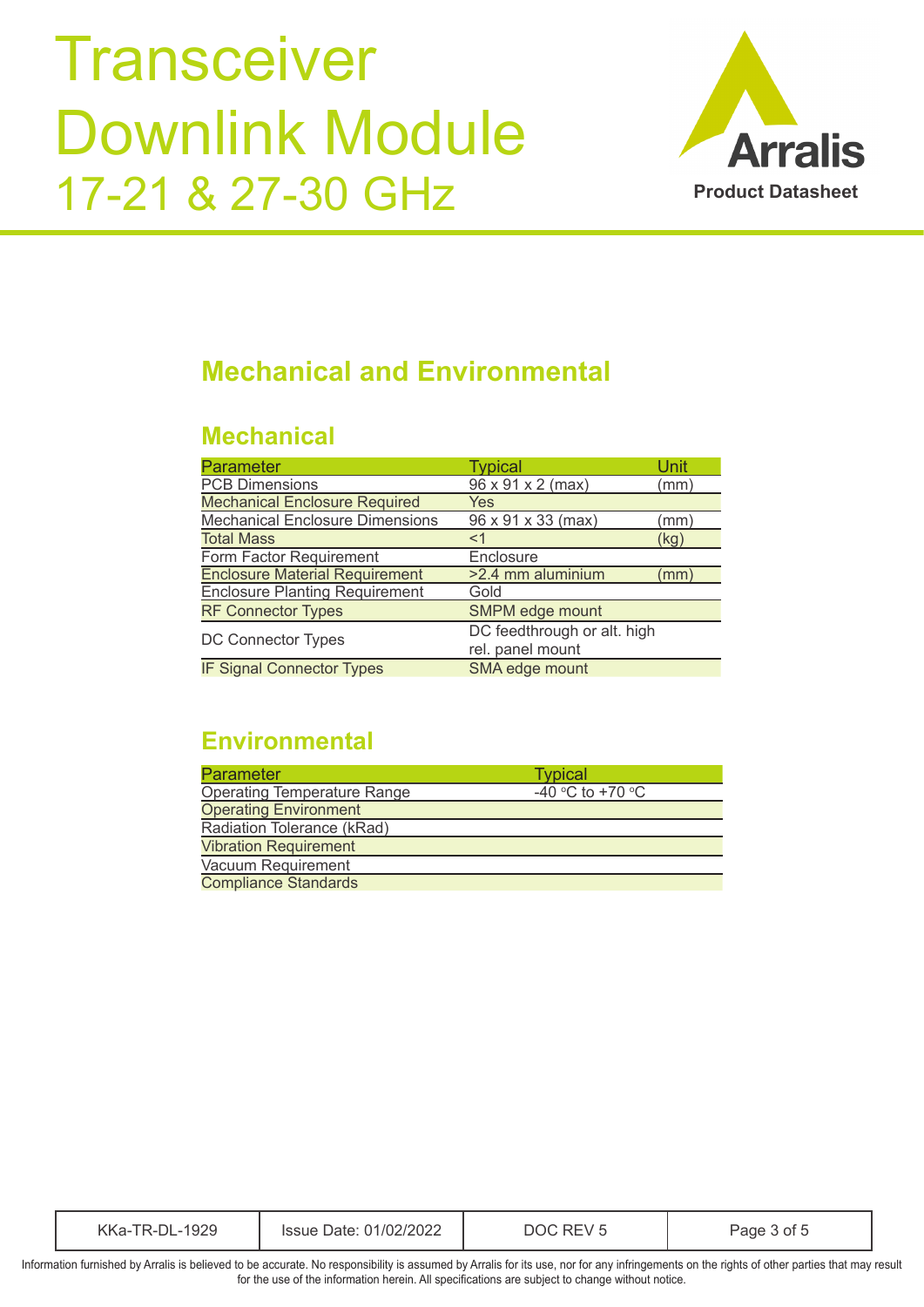## Mechanical and Environmental

### Mechanical

| Parameter | Typical | Unit |
|---|---|---|
| PCB Dimensions | 96 x 91 x 2 (max) | (mm) |
| Mechanical Enclosure Required | Yes | |
| Mechanical Enclosure Dimensions | 96 x 91 x 33 (max) | (mm) |
| Total Mass | <1 | (kg) |
| Form Factor Requirement | Enclosure | |
| Enclosure Material Requirement | >2.4 mm aluminium | (mm) |
| Enclosure Planting Requirement | Gold | |
| RF Connector Types | SMPM edge mount | |
| DC Connector Types | DC feedthrough or alt. high rel. panel mount | |
| IF Signal Connector Types | SMA edge mount | |

### Environmental

| Parameter | Typical |
|---|---|
| Operating Temperature Range | -40 °C to +70 °C |
| Operating Environment | |
| Radiation Tolerance (kRad) | |
| Vibration Requirement | |
| Vacuum Requirement | |
| Compliance Standards | |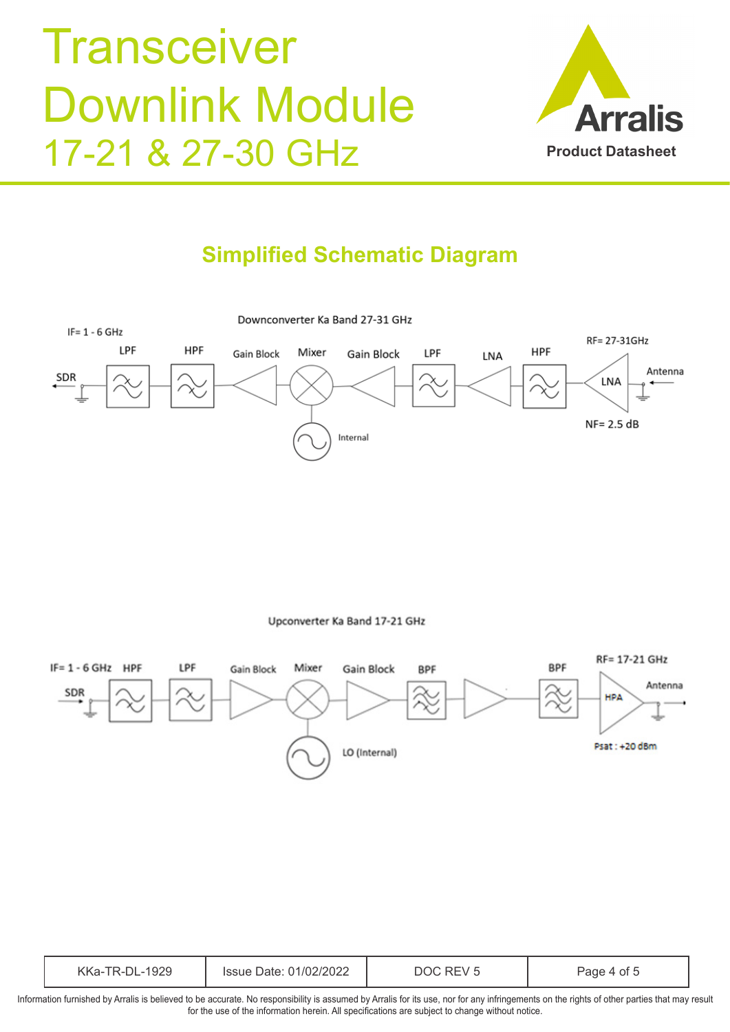## Simplified Schematic Diagram

Downconverter Ka Band 27-31 GHz

IF= 1 - 6 GHz

SDR

LPF

HPF

Gain Block

Mixer

Gain Block

LPF

LNA

HPF

RF= 27-31GHz

LNA

Antenna

NF= 2.5 dB

Internal

Upconverter Ka Band 17-21 GHz

IF= 1 - 6 GHz

SDR

HPF

LPF

Gain Block

Mixer

Gain Block

BPF

BPF

RF= 17-21 GHz

HPA

Antenna

Psat : +20 dBm

LO (Internal)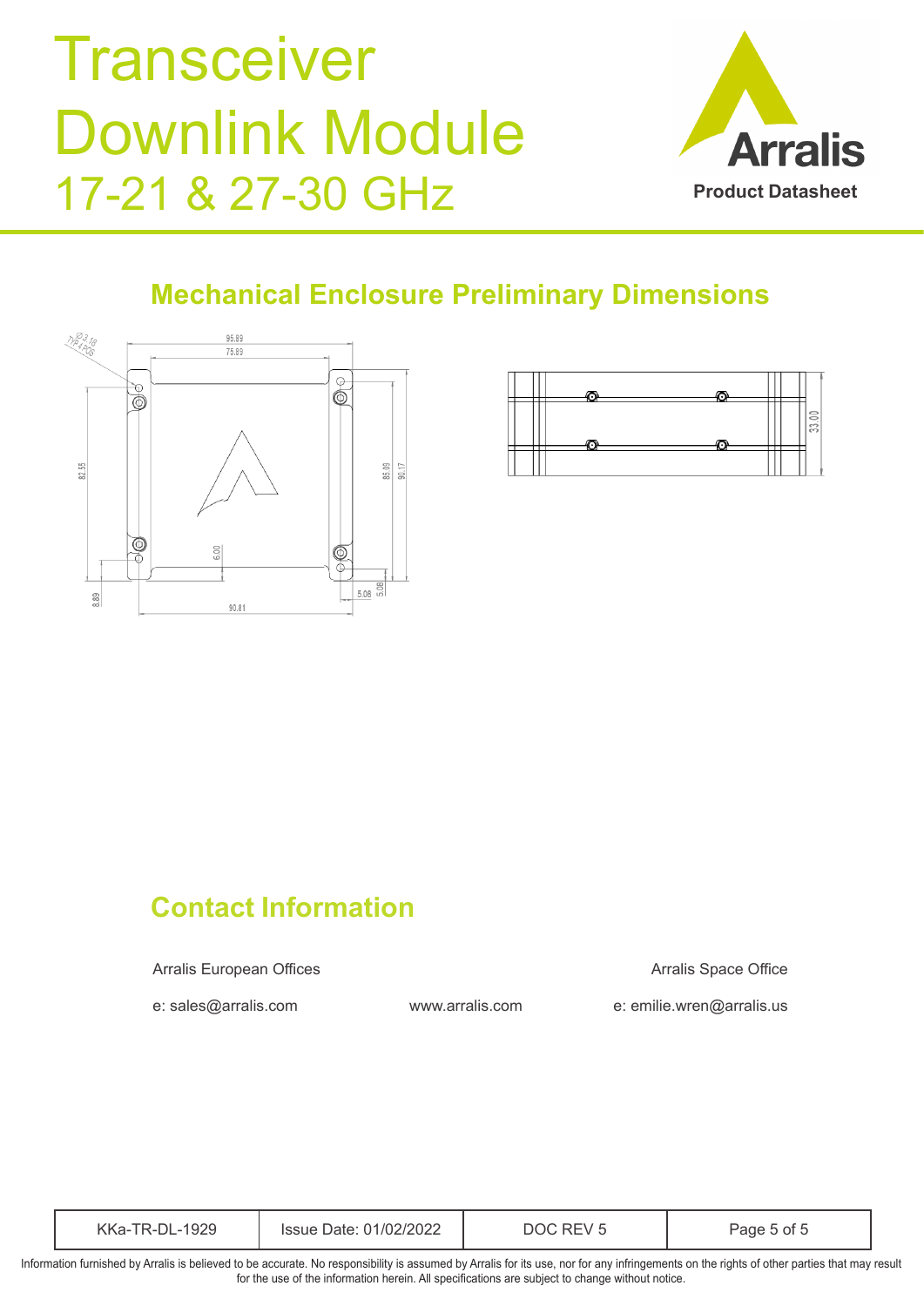# Transceiver Downlink Module 17-21 & 27-30 GHz

Arralis Product Datasheet

## Mechanical Enclosure Preliminary Dimensions

Ø3.18 TYP 4 POS

95.89

75.89

82.55

85.09

90.17

6.00

8.89

90.81

5.08

5.08

33.00

## Contact Information

Arralis European Offices

e: sales@arralis.com

www.arralis.com

Arralis Space Office

e: emilie.wren@arralis.us

| | | | |
|---|---|---|---|
| KKa-TR-DL-1929 | Issue Date: 01/02/2022 | DOC REV 5 | Page 5 of 5 |

Information furnished by Arralis is believed to be accurate. No responsibility is assumed by Arralis for its use, nor for any infringements on the rights of other parties that may result for the use of the information herein. All specifications are subject to change without notice.